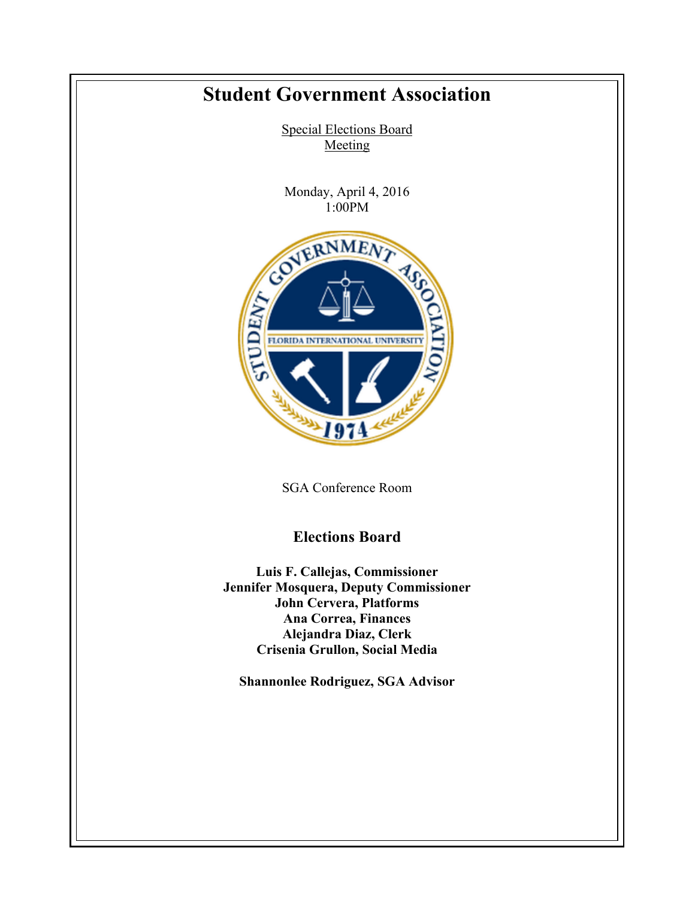# Student Government Association

Special Elections Board
Meeting

Monday, April 4, 2016
1:00PM

SGA Conference Room

## Elections Board

**Luis F. Callejas, Commissioner**
**Jennifer Mosquera, Deputy Commissioner**
**John Cervera, Platforms**
**Ana Correa, Finances**
**Alejandra Diaz, Clerk**
**Crisenia Grullon, Social Media**

**Shannonlee Rodriguez, SGA Advisor**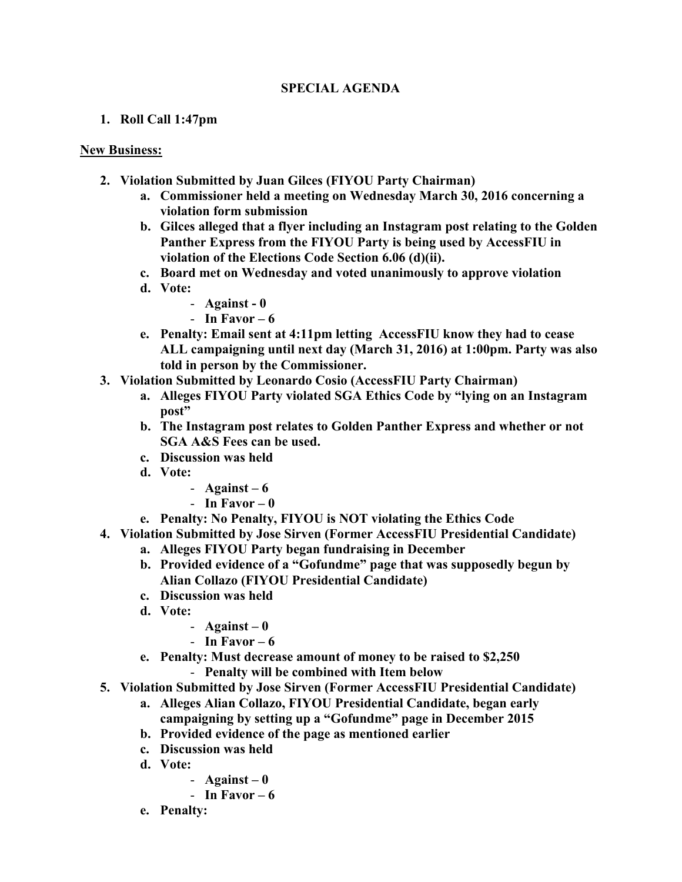**SPECIAL AGENDA**

1. **Roll Call 1:47pm**

**New Business:**

2. **Violation Submitted by Juan Gilces (FIYOU Party Chairman)**
   a. **Commissioner held a meeting on Wednesday March 30, 2016 concerning a violation form submission**
   b. **Gilces alleged that a flyer including an Instagram post relating to the Golden Panther Express from the FIYOU Party is being used by AccessFIU in violation of the Elections Code Section 6.06 (d)(ii).**
   c. **Board met on Wednesday and voted unanimously to approve violation**
   d. **Vote:**
      - **Against - 0**
      - **In Favor – 6**
   e. **Penalty: Email sent at 4:11pm letting AccessFIU know they had to cease ALL campaigning until next day (March 31, 2016) at 1:00pm. Party was also told in person by the Commissioner.**
3. **Violation Submitted by Leonardo Cosio (AccessFIU Party Chairman)**
   a. **Alleges FIYOU Party violated SGA Ethics Code by "lying on an Instagram post"**
   b. **The Instagram post relates to Golden Panther Express and whether or not SGA A&S Fees can be used.**
   c. **Discussion was held**
   d. **Vote:**
      - **Against – 6**
      - **In Favor – 0**
   e. **Penalty: No Penalty, FIYOU is NOT violating the Ethics Code**
4. **Violation Submitted by Jose Sirven (Former AccessFIU Presidential Candidate)**
   a. **Alleges FIYOU Party began fundraising in December**
   b. **Provided evidence of a "Gofundme" page that was supposedly begun by Alian Collazo (FIYOU Presidential Candidate)**
   c. **Discussion was held**
   d. **Vote:**
      - **Against – 0**
      - **In Favor – 6**
   e. **Penalty: Must decrease amount of money to be raised to $2,250**
      - **Penalty will be combined with Item below**
5. **Violation Submitted by Jose Sirven (Former AccessFIU Presidential Candidate)**
   a. **Alleges Alian Collazo, FIYOU Presidential Candidate, began early campaigning by setting up a "Gofundme" page in December 2015**
   b. **Provided evidence of the page as mentioned earlier**
   c. **Discussion was held**
   d. **Vote:**
      - **Against – 0**
      - **In Favor – 6**
   e. **Penalty:**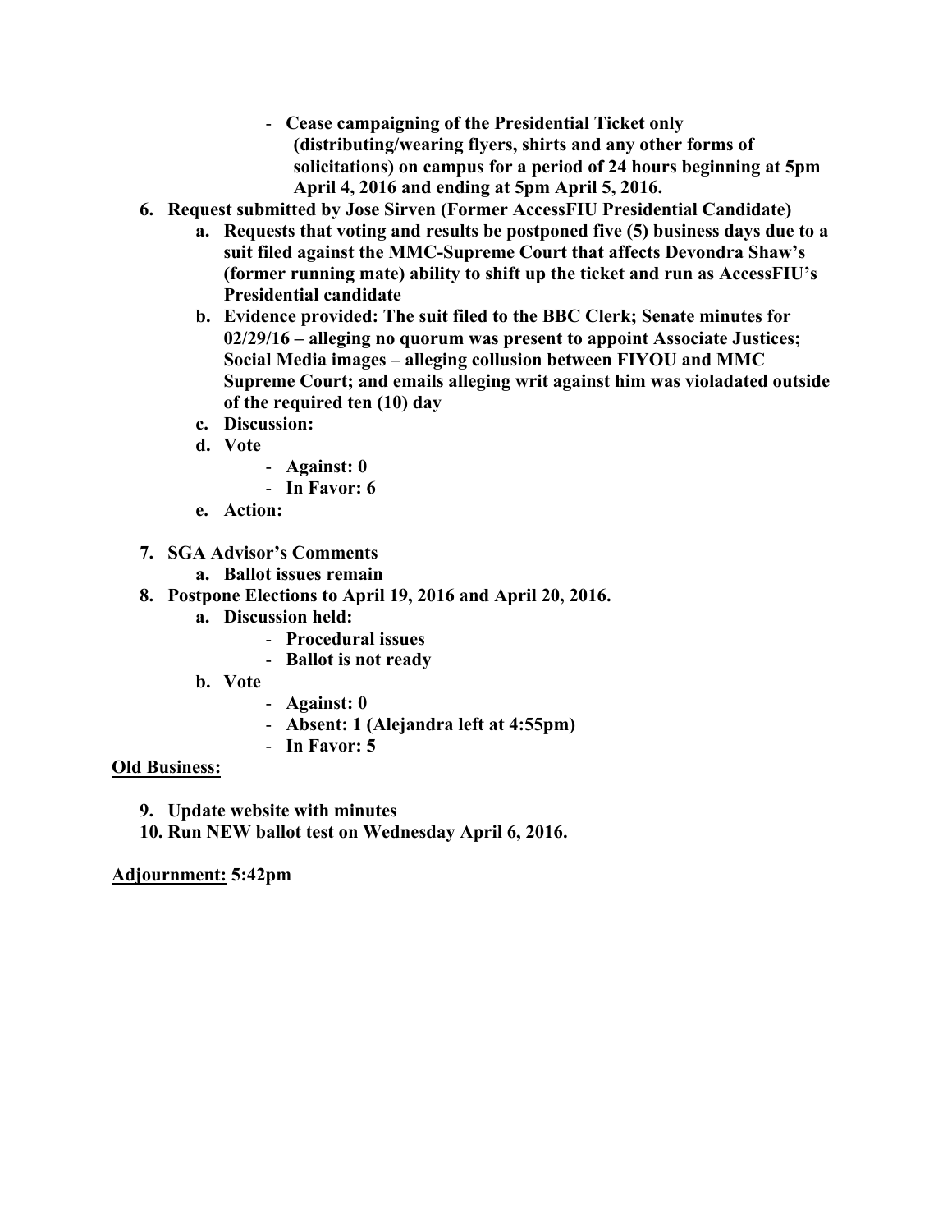- **Cease campaigning of the Presidential Ticket only (distributing/wearing flyers, shirts and any other forms of solicitations) on campus for a period of 24 hours beginning at 5pm April 4, 2016 and ending at 5pm April 5, 2016.**

6. **Request submitted by Jose Sirven (Former AccessFIU Presidential Candidate)**
   a. **Requests that voting and results be postponed five (5) business days due to a suit filed against the MMC-Supreme Court that affects Devondra Shaw's (former running mate) ability to shift up the ticket and run as AccessFIU's Presidential candidate**
   b. **Evidence provided: The suit filed to the BBC Clerk; Senate minutes for 02/29/16 – alleging no quorum was present to appoint Associate Justices; Social Media images – alleging collusion between FIYOU and MMC Supreme Court; and emails alleging writ against him was violadated outside of the required ten (10) day**
   c. **Discussion:**
   d. **Vote**
      - **Against: 0**
      - **In Favor: 6**
   e. **Action:**

7. **SGA Advisor's Comments**
   a. **Ballot issues remain**

8. **Postpone Elections to April 19, 2016 and April 20, 2016.**
   a. **Discussion held:**
      - **Procedural issues**
      - **Ballot is not ready**
   b. **Vote**
      - **Against: 0**
      - **Absent: 1 (Alejandra left at 4:55pm)**
      - **In Favor: 5**

**<u>Old Business:</u>**

9. **Update website with minutes**
10. **Run NEW ballot test on Wednesday April 6, 2016.**

**<u>Adjournment:</u> 5:42pm**